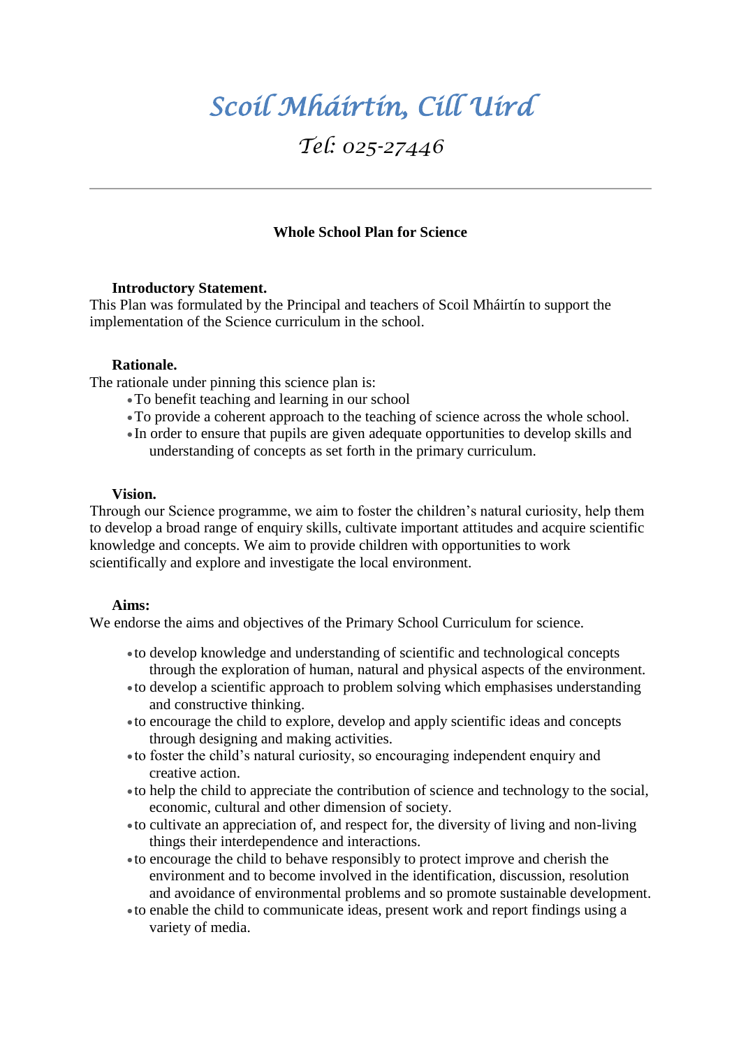# Scoil Mháirtín, Cill Uird

## Tel: 025-27446

---

### Whole School Plan for Science

**Introductory Statement.**

This Plan was formulated by the Principal and teachers of Scoil Mháirtín to support the implementation of the Science curriculum in the school.

**Rationale.**

The rationale under pinning this science plan is:

- To benefit teaching and learning in our school
- To provide a coherent approach to the teaching of science across the whole school.
- In order to ensure that pupils are given adequate opportunities to develop skills and understanding of concepts as set forth in the primary curriculum.

**Vision.**

Through our Science programme, we aim to foster the children's natural curiosity, help them to develop a broad range of enquiry skills, cultivate important attitudes and acquire scientific knowledge and concepts. We aim to provide children with opportunities to work scientifically and explore and investigate the local environment.

**Aims:**

We endorse the aims and objectives of the Primary School Curriculum for science.

- to develop knowledge and understanding of scientific and technological concepts through the exploration of human, natural and physical aspects of the environment.
- to develop a scientific approach to problem solving which emphasises understanding and constructive thinking.
- to encourage the child to explore, develop and apply scientific ideas and concepts through designing and making activities.
- to foster the child's natural curiosity, so encouraging independent enquiry and creative action.
- to help the child to appreciate the contribution of science and technology to the social, economic, cultural and other dimension of society.
- to cultivate an appreciation of, and respect for, the diversity of living and non-living things their interdependence and interactions.
- to encourage the child to behave responsibly to protect improve and cherish the environment and to become involved in the identification, discussion, resolution and avoidance of environmental problems and so promote sustainable development.
- to enable the child to communicate ideas, present work and report findings using a variety of media.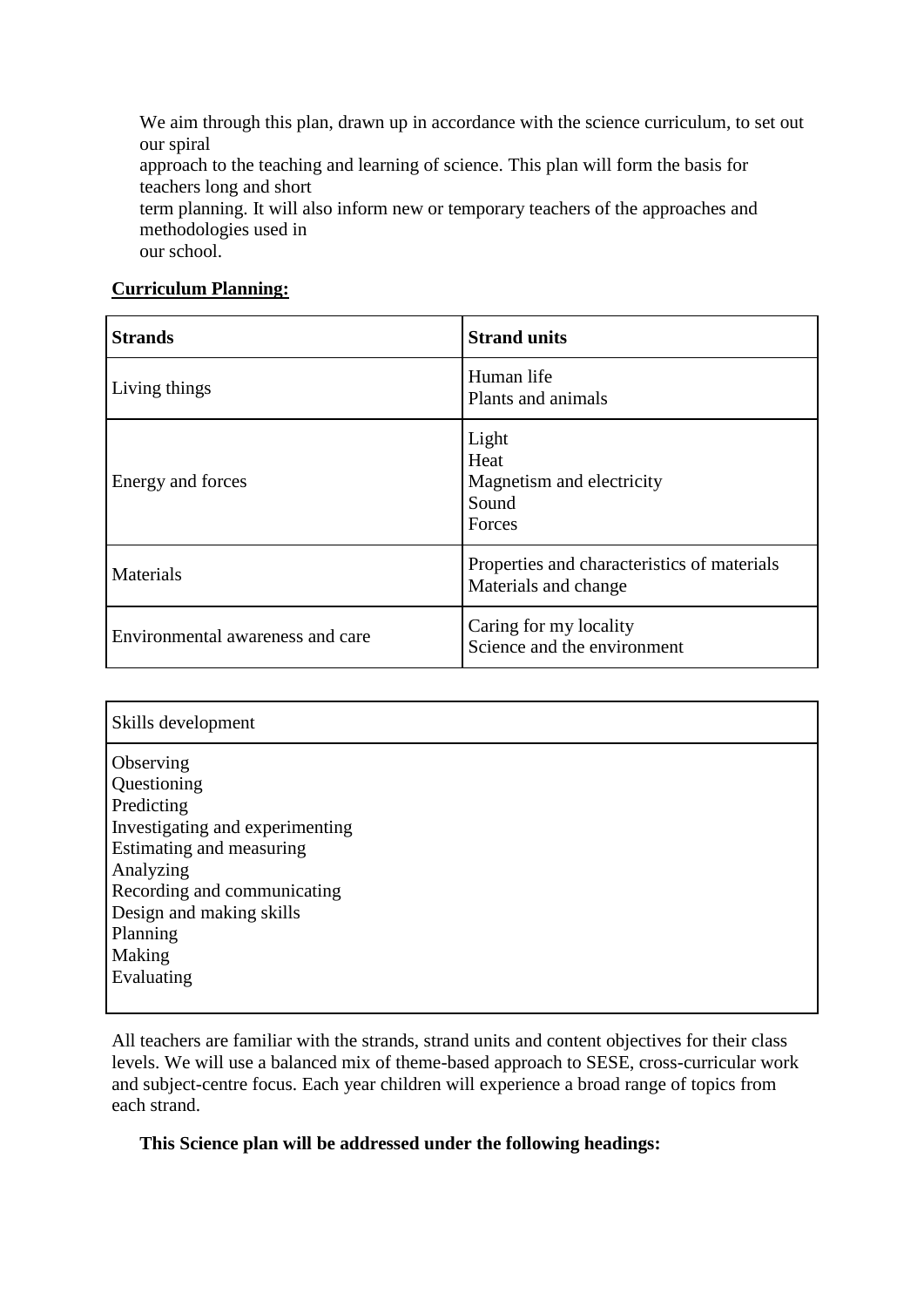We aim through this plan, drawn up in accordance with the science curriculum, to set out our spiral approach to the teaching and learning of science. This plan will form the basis for teachers long and short term planning. It will also inform new or temporary teachers of the approaches and methodologies used in our school.

**<u>Curriculum Planning:</u>**

| **Strands** | **Strand units** |
|---|---|
| Living things | Human life<br>Plants and animals |
| Energy and forces | Light<br>Heat<br>Magnetism and electricity<br>Sound<br>Forces |
| Materials | Properties and characteristics of materials<br>Materials and change |
| Environmental awareness and care | Caring for my locality<br>Science and the environment |

| Skills development |
|---|
| Observing<br>Questioning<br>Predicting<br>Investigating and experimenting<br>Estimating and measuring<br>Analyzing<br>Recording and communicating<br>Design and making skills<br>Planning<br>Making<br>Evaluating |

All teachers are familiar with the strands, strand units and content objectives for their class levels. We will use a balanced mix of theme-based approach to SESE, cross-curricular work and subject-centre focus. Each year children will experience a broad range of topics from each strand.

**This Science plan will be addressed under the following headings:**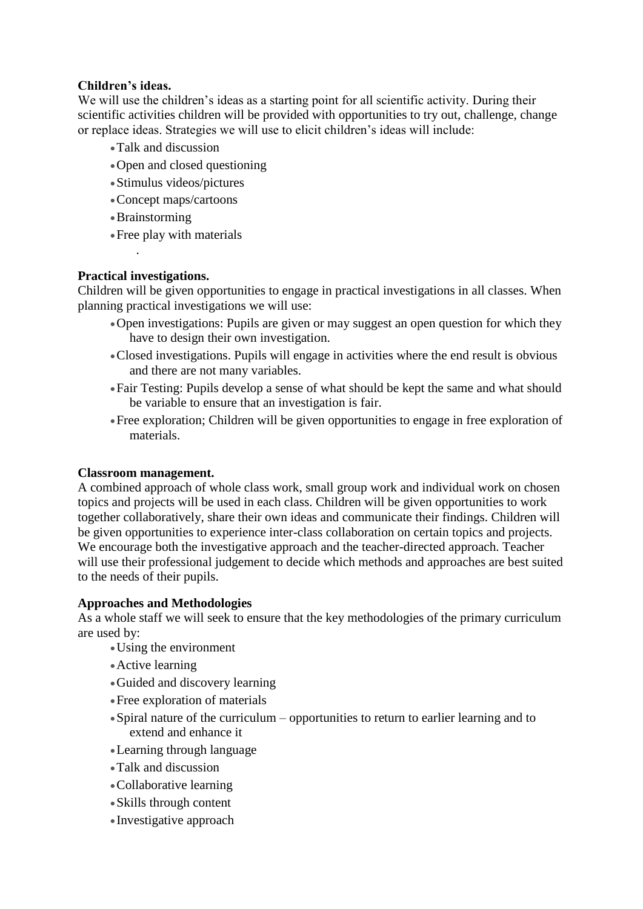**Children's ideas.**

We will use the children's ideas as a starting point for all scientific activity. During their scientific activities children will be provided with opportunities to try out, challenge, change or replace ideas. Strategies we will use to elicit children's ideas will include:

- Talk and discussion
- Open and closed questioning
- Stimulus videos/pictures
- Concept maps/cartoons
- Brainstorming
- Free play with materials

.

**Practical investigations.**

Children will be given opportunities to engage in practical investigations in all classes. When planning practical investigations we will use:

- Open investigations: Pupils are given or may suggest an open question for which they have to design their own investigation.
- Closed investigations. Pupils will engage in activities where the end result is obvious and there are not many variables.
- Fair Testing: Pupils develop a sense of what should be kept the same and what should be variable to ensure that an investigation is fair.
- Free exploration; Children will be given opportunities to engage in free exploration of materials.

**Classroom management.**

A combined approach of whole class work, small group work and individual work on chosen topics and projects will be used in each class. Children will be given opportunities to work together collaboratively, share their own ideas and communicate their findings. Children will be given opportunities to experience inter-class collaboration on certain topics and projects. We encourage both the investigative approach and the teacher-directed approach. Teacher will use their professional judgement to decide which methods and approaches are best suited to the needs of their pupils.

**Approaches and Methodologies**

As a whole staff we will seek to ensure that the key methodologies of the primary curriculum are used by:

- Using the environment
- Active learning
- Guided and discovery learning
- Free exploration of materials
- Spiral nature of the curriculum – opportunities to return to earlier learning and to extend and enhance it
- Learning through language
- Talk and discussion
- Collaborative learning
- Skills through content
- Investigative approach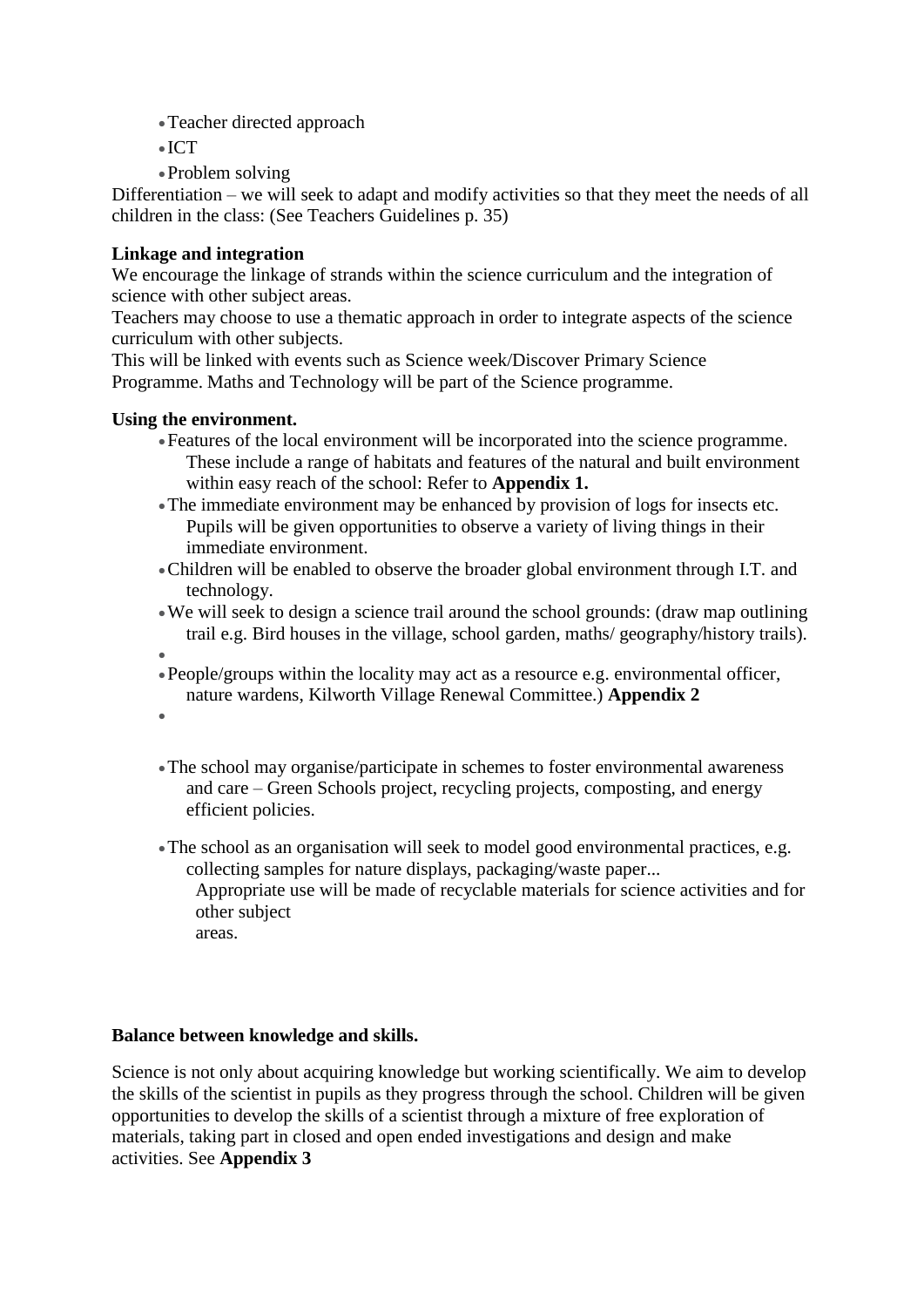- Teacher directed approach
- ICT
- Problem solving

Differentiation – we will seek to adapt and modify activities so that they meet the needs of all children in the class: (See Teachers Guidelines p. 35)

**Linkage and integration**

We encourage the linkage of strands within the science curriculum and the integration of science with other subject areas.

Teachers may choose to use a thematic approach in order to integrate aspects of the science curriculum with other subjects.

This will be linked with events such as Science week/Discover Primary Science Programme. Maths and Technology will be part of the Science programme.

**Using the environment.**

- Features of the local environment will be incorporated into the science programme. These include a range of habitats and features of the natural and built environment within easy reach of the school: Refer to **Appendix 1.**
- The immediate environment may be enhanced by provision of logs for insects etc. Pupils will be given opportunities to observe a variety of living things in their immediate environment.
- Children will be enabled to observe the broader global environment through I.T. and technology.
- We will seek to design a science trail around the school grounds: (draw map outlining trail e.g. Bird houses in the village, school garden, maths/ geography/history trails).
- People/groups within the locality may act as a resource e.g. environmental officer, nature wardens, Kilworth Village Renewal Committee.) **Appendix 2**
- The school may organise/participate in schemes to foster environmental awareness and care – Green Schools project, recycling projects, composting, and energy efficient policies.
- The school as an organisation will seek to model good environmental practices, e.g. collecting samples for nature displays, packaging/waste paper...
  Appropriate use will be made of recyclable materials for science activities and for other subject areas.

**Balance between knowledge and skills.**

Science is not only about acquiring knowledge but working scientifically. We aim to develop the skills of the scientist in pupils as they progress through the school. Children will be given opportunities to develop the skills of a scientist through a mixture of free exploration of materials, taking part in closed and open ended investigations and design and make activities. See **Appendix 3**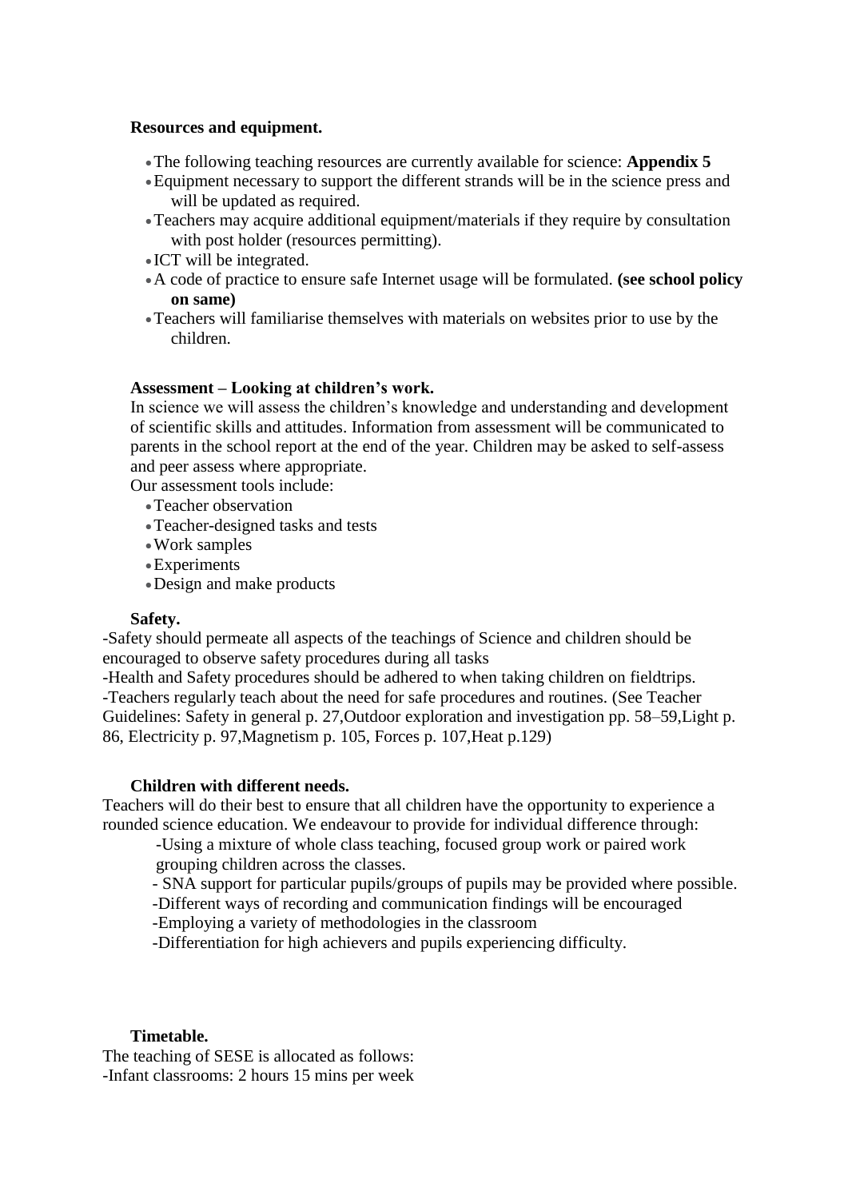**Resources and equipment.**

- The following teaching resources are currently available for science: **Appendix 5**
- Equipment necessary to support the different strands will be in the science press and will be updated as required.
- Teachers may acquire additional equipment/materials if they require by consultation with post holder (resources permitting).
- ICT will be integrated.
- A code of practice to ensure safe Internet usage will be formulated. **(see school policy on same)**
- Teachers will familiarise themselves with materials on websites prior to use by the children.

**Assessment – Looking at children's work.**

In science we will assess the children's knowledge and understanding and development of scientific skills and attitudes. Information from assessment will be communicated to parents in the school report at the end of the year. Children may be asked to self-assess and peer assess where appropriate.

Our assessment tools include:

- Teacher observation
- Teacher-designed tasks and tests
- Work samples
- Experiments
- Design and make products

**Safety.**

-Safety should permeate all aspects of the teachings of Science and children should be encouraged to observe safety procedures during all tasks

-Health and Safety procedures should be adhered to when taking children on fieldtrips.

-Teachers regularly teach about the need for safe procedures and routines. (See Teacher Guidelines: Safety in general p. 27,Outdoor exploration and investigation pp. 58–59,Light p. 86, Electricity p. 97,Magnetism p. 105, Forces p. 107,Heat p.129)

**Children with different needs.**

Teachers will do their best to ensure that all children have the opportunity to experience a rounded science education. We endeavour to provide for individual difference through:

-Using a mixture of whole class teaching, focused group work or paired work grouping children across the classes.

- SNA support for particular pupils/groups of pupils may be provided where possible.

-Different ways of recording and communication findings will be encouraged

-Employing a variety of methodologies in the classroom

-Differentiation for high achievers and pupils experiencing difficulty.

**Timetable.**

The teaching of SESE is allocated as follows:

-Infant classrooms: 2 hours 15 mins per week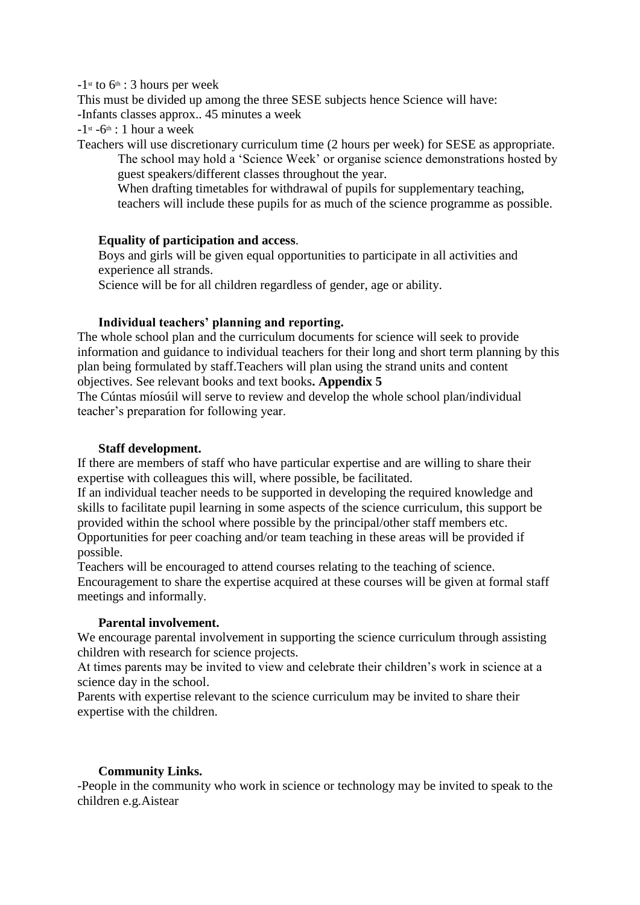-1st to 6th : 3 hours per week

This must be divided up among the three SESE subjects hence Science will have:

-Infants classes approx.. 45 minutes a week

-1st -6th : 1 hour a week

Teachers will use discretionary curriculum time (2 hours per week) for SESE as appropriate.

The school may hold a 'Science Week' or organise science demonstrations hosted by guest speakers/different classes throughout the year.

When drafting timetables for withdrawal of pupils for supplementary teaching, teachers will include these pupils for as much of the science programme as possible.

**Equality of participation and access**.

Boys and girls will be given equal opportunities to participate in all activities and experience all strands.

Science will be for all children regardless of gender, age or ability.

**Individual teachers' planning and reporting.**

The whole school plan and the curriculum documents for science will seek to provide information and guidance to individual teachers for their long and short term planning by this plan being formulated by staff.Teachers will plan using the strand units and content objectives. See relevant books and text books**. Appendix 5**

The Cúntas míosúil will serve to review and develop the whole school plan/individual teacher's preparation for following year.

**Staff development.**

If there are members of staff who have particular expertise and are willing to share their expertise with colleagues this will, where possible, be facilitated.

If an individual teacher needs to be supported in developing the required knowledge and skills to facilitate pupil learning in some aspects of the science curriculum, this support be provided within the school where possible by the principal/other staff members etc.

Opportunities for peer coaching and/or team teaching in these areas will be provided if possible.

Teachers will be encouraged to attend courses relating to the teaching of science. Encouragement to share the expertise acquired at these courses will be given at formal staff meetings and informally.

**Parental involvement.**

We encourage parental involvement in supporting the science curriculum through assisting children with research for science projects.

At times parents may be invited to view and celebrate their children's work in science at a science day in the school.

Parents with expertise relevant to the science curriculum may be invited to share their expertise with the children.

**Community Links.**

-People in the community who work in science or technology may be invited to speak to the children e.g.Aistear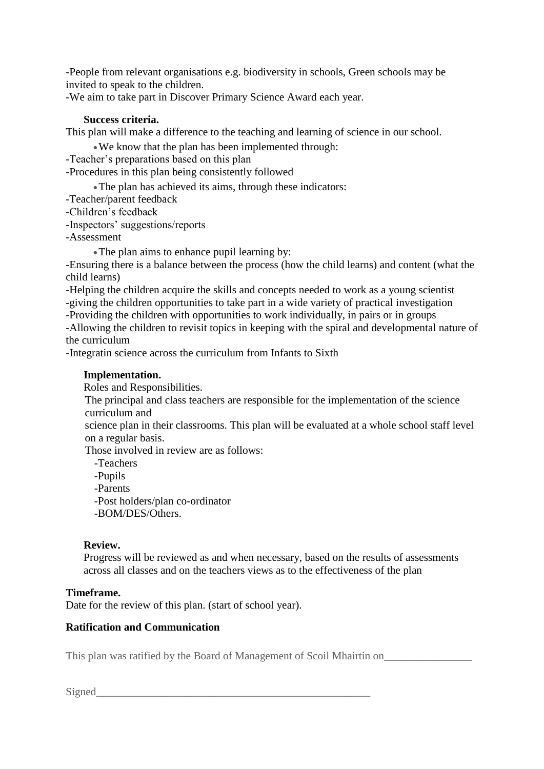-People from relevant organisations e.g. biodiversity in schools, Green schools may be invited to speak to the children.
-We aim to take part in Discover Primary Science Award each year.

**Success criteria.**

This plan will make a difference to the teaching and learning of science in our school.

- We know that the plan has been implemented through:

-Teacher's preparations based on this plan
-Procedures in this plan being consistently followed

- The plan has achieved its aims, through these indicators:

-Teacher/parent feedback
-Children's feedback
-Inspectors' suggestions/reports
-Assessment

- The plan aims to enhance pupil learning by:

-Ensuring there is a balance between the process (how the child learns) and content (what the child learns)
-Helping the children acquire the skills and concepts needed to work as a young scientist
-giving the children opportunities to take part in a wide variety of practical investigation
-Providing the children with opportunities to work individually, in pairs or in groups
-Allowing the children to revisit topics in keeping with the spiral and developmental nature of the curriculum
-Integratin science across the curriculum from Infants to Sixth

**Implementation.**

Roles and Responsibilities.

The principal and class teachers are responsible for the implementation of the science curriculum and
science plan in their classrooms. This plan will be evaluated at a whole school staff level on a regular basis.
Those involved in review are as follows:
-Teachers
-Pupils
-Parents
-Post holders/plan co-ordinator
-BOM/DES/Others.

**Review.**

Progress will be reviewed as and when necessary, based on the results of assessments across all classes and on the teachers views as to the effectiveness of the plan

**Timeframe.**

Date for the review of this plan. (start of school year).

**Ratification and Communication**

This plan was ratified by the Board of Management of Scoil Mhairtin on________________

Signed___________________________________________________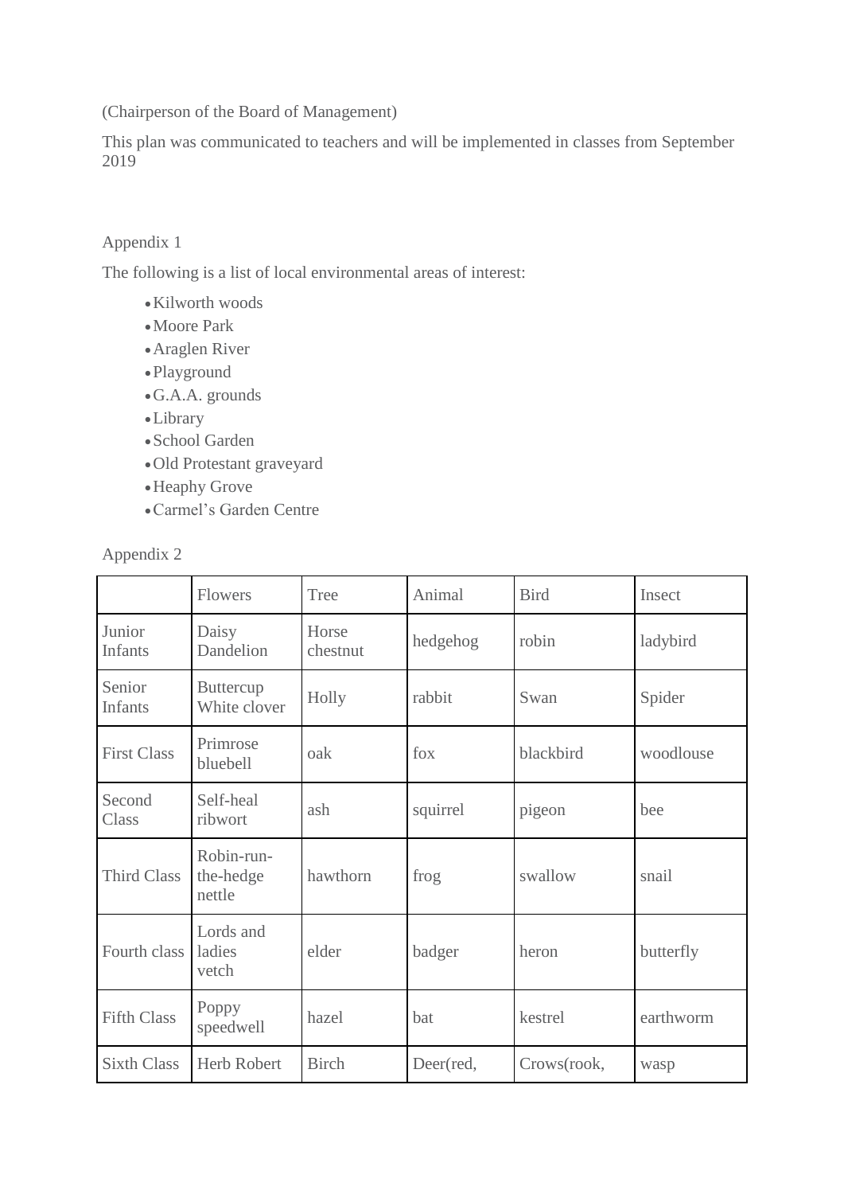(Chairperson of the Board of Management)

This plan was communicated to teachers and will be implemented in classes from September 2019

Appendix 1

The following is a list of local environmental areas of interest:

- Kilworth woods
- Moore Park
- Araglen River
- Playground
- G.A.A. grounds
- Library
- School Garden
- Old Protestant graveyard
- Heaphy Grove
- Carmel's Garden Centre

Appendix 2

| | Flowers | Tree | Animal | Bird | Insect |
|---|---|---|---|---|---|
| Junior Infants | Daisy Dandelion | Horse chestnut | hedgehog | robin | ladybird |
| Senior Infants | Buttercup White clover | Holly | rabbit | Swan | Spider |
| First Class | Primrose bluebell | oak | fox | blackbird | woodlouse |
| Second Class | Self-heal ribwort | ash | squirrel | pigeon | bee |
| Third Class | Robin-run-the-hedge nettle | hawthorn | frog | swallow | snail |
| Fourth class | Lords and ladies vetch | elder | badger | heron | butterfly |
| Fifth Class | Poppy speedwell | hazel | bat | kestrel | earthworm |
| Sixth Class | Herb Robert | Birch | Deer(red, | Crows(rook, | wasp |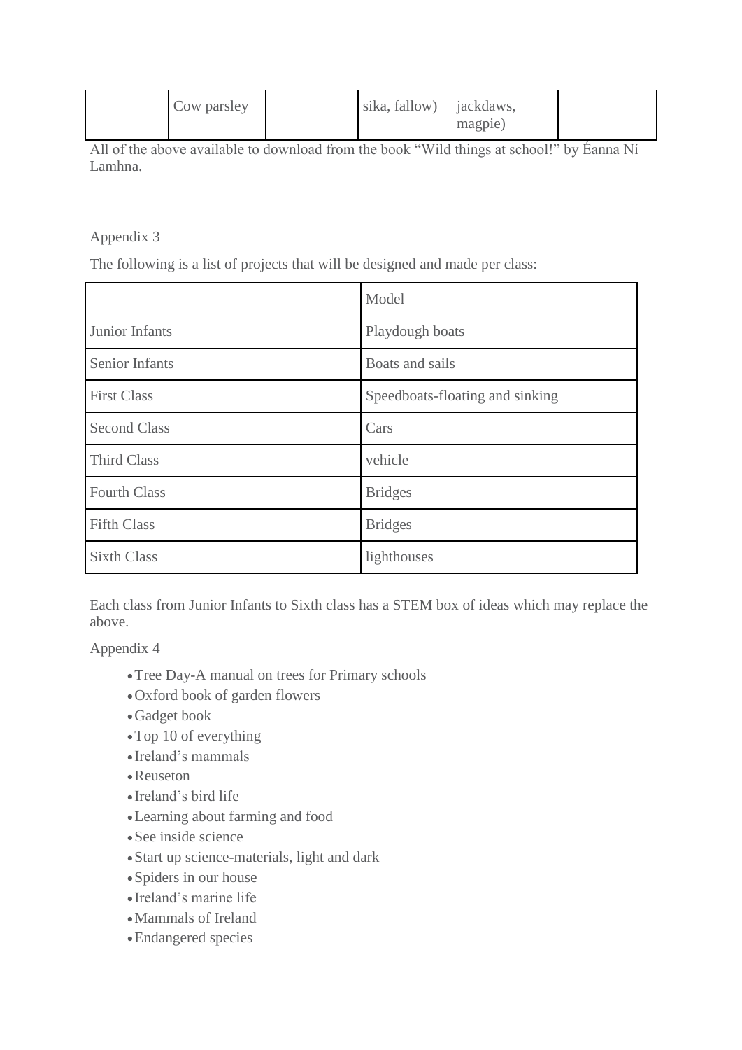|  | Cow parsley |  | sika, fallow) | jackdaws, magpie) |  |
|---|---|---|---|---|---|

All of the above available to download from the book "Wild things at school!" by Éanna Ní Lamhna.

Appendix 3

The following is a list of projects that will be designed and made per class:

|  | Model |
|---|---|
| Junior Infants | Playdough boats |
| Senior Infants | Boats and sails |
| First Class | Speedboats-floating and sinking |
| Second Class | Cars |
| Third Class | vehicle |
| Fourth Class | Bridges |
| Fifth Class | Bridges |
| Sixth Class | lighthouses |

Each class from Junior Infants to Sixth class has a STEM box of ideas which may replace the above.

Appendix 4

- Tree Day-A manual on trees for Primary schools
- Oxford book of garden flowers
- Gadget book
- Top 10 of everything
- Ireland's mammals
- Reuseton
- Ireland's bird life
- Learning about farming and food
- See inside science
- Start up science-materials, light and dark
- Spiders in our house
- Ireland's marine life
- Mammals of Ireland
- Endangered species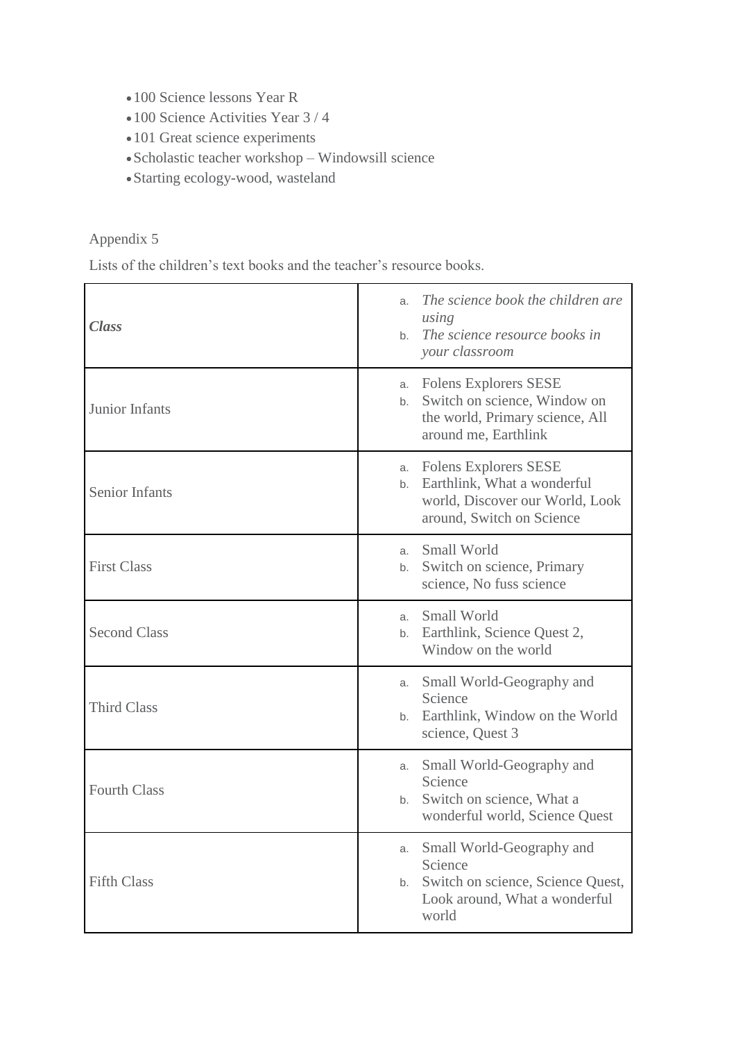- 100 Science lessons Year R
- 100 Science Activities Year 3 / 4
- 101 Great science experiments
- Scholastic teacher workshop – Windowsill science
- Starting ecology-wood, wasteland

Appendix 5

Lists of the children's text books and the teacher's resource books.

| ***Class*** | a. *The science book the children are using*<br>b. *The science resource books in your classroom* |
|---|---|
| Junior Infants | a. Folens Explorers SESE<br>b. Switch on science, Window on the world, Primary science, All around me, Earthlink |
| Senior Infants | a. Folens Explorers SESE<br>b. Earthlink, What a wonderful world, Discover our World, Look around, Switch on Science |
| First Class | a. Small World<br>b. Switch on science, Primary science, No fuss science |
| Second Class | a. Small World<br>b. Earthlink, Science Quest 2, Window on the world |
| Third Class | a. Small World-Geography and Science<br>b. Earthlink, Window on the World science, Quest 3 |
| Fourth Class | a. Small World-Geography and Science<br>b. Switch on science, What a wonderful world, Science Quest |
| Fifth Class | a. Small World-Geography and Science<br>b. Switch on science, Science Quest, Look around, What a wonderful world |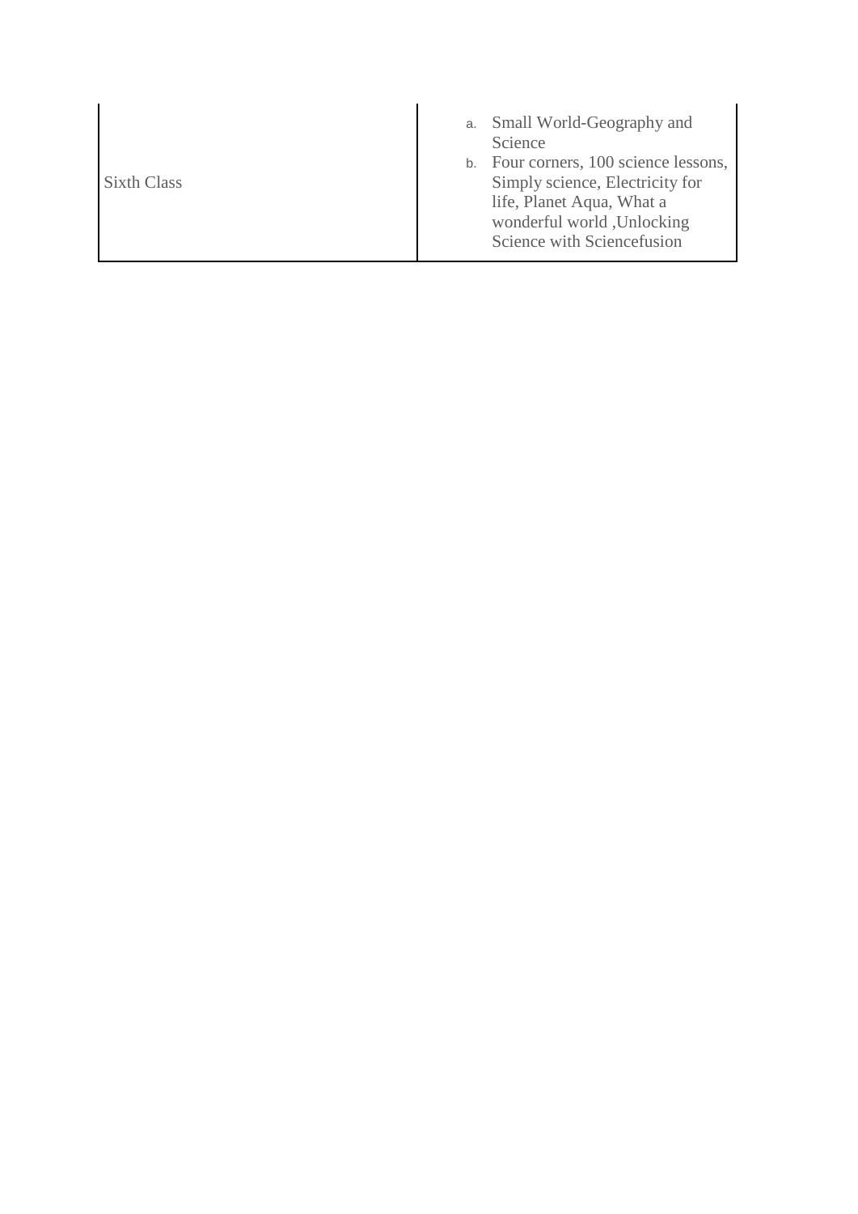| | |
|---|---|
| Sixth Class | a. Small World-Geography and Science<br>b. Four corners, 100 science lessons, Simply science, Electricity for life, Planet Aqua, What a wonderful world ,Unlocking Science with Sciencefusion |